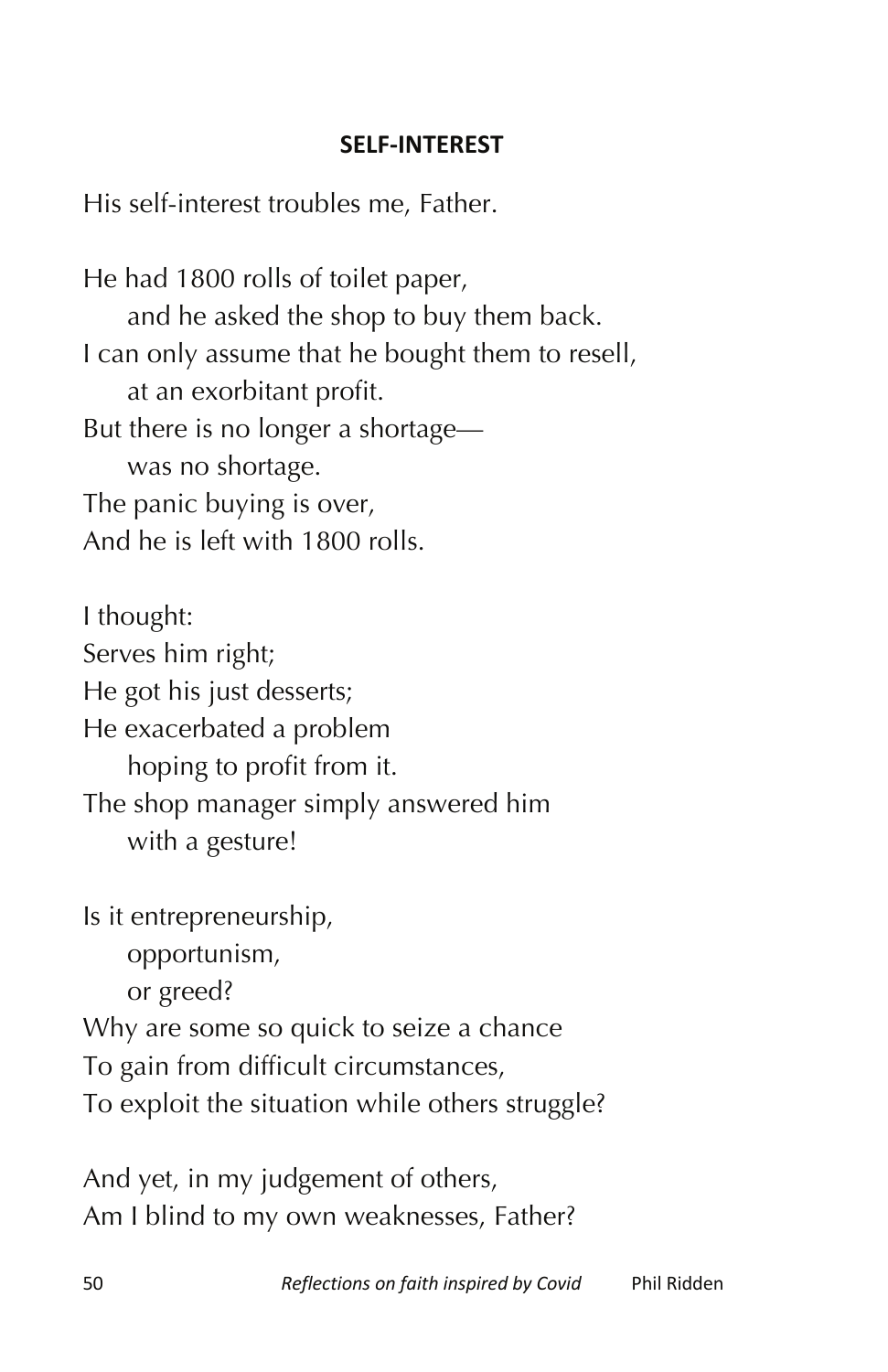## SELF-INTEREST

His self-interest troubles me, Father.

He had 1800 rolls of toilet paper,  
 and he asked the shop to buy them back.  
I can only assume that he bought them to resell,  
 at an exorbitant profit.  
But there is no longer a shortage—  
 was no shortage.  
The panic buying is over,  
And he is left with 1800 rolls.

I thought:  
Serves him right;  
He got his just desserts;  
He exacerbated a problem  
 hoping to profit from it.  
The shop manager simply answered him  
 with a gesture!

Is it entrepreneurship,  
 opportunism,  
 or greed?  
Why are some so quick to seize a chance  
To gain from difficult circumstances,  
To exploit the situation while others struggle?

And yet, in my judgement of others,  
Am I blind to my own weaknesses, Father?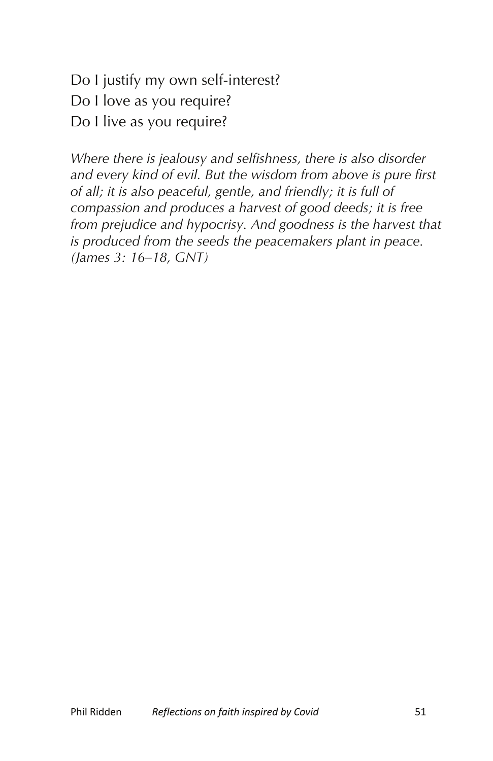Do I justify my own self-interest?  
Do I love as you require?  
Do I live as you require?

*Where there is jealousy and selfishness, there is also disorder and every kind of evil. But the wisdom from above is pure first of all; it is also peaceful, gentle, and friendly; it is full of compassion and produces a harvest of good deeds; it is free from prejudice and hypocrisy. And goodness is the harvest that is produced from the seeds the peacemakers plant in peace. (James 3: 16–18, GNT)*